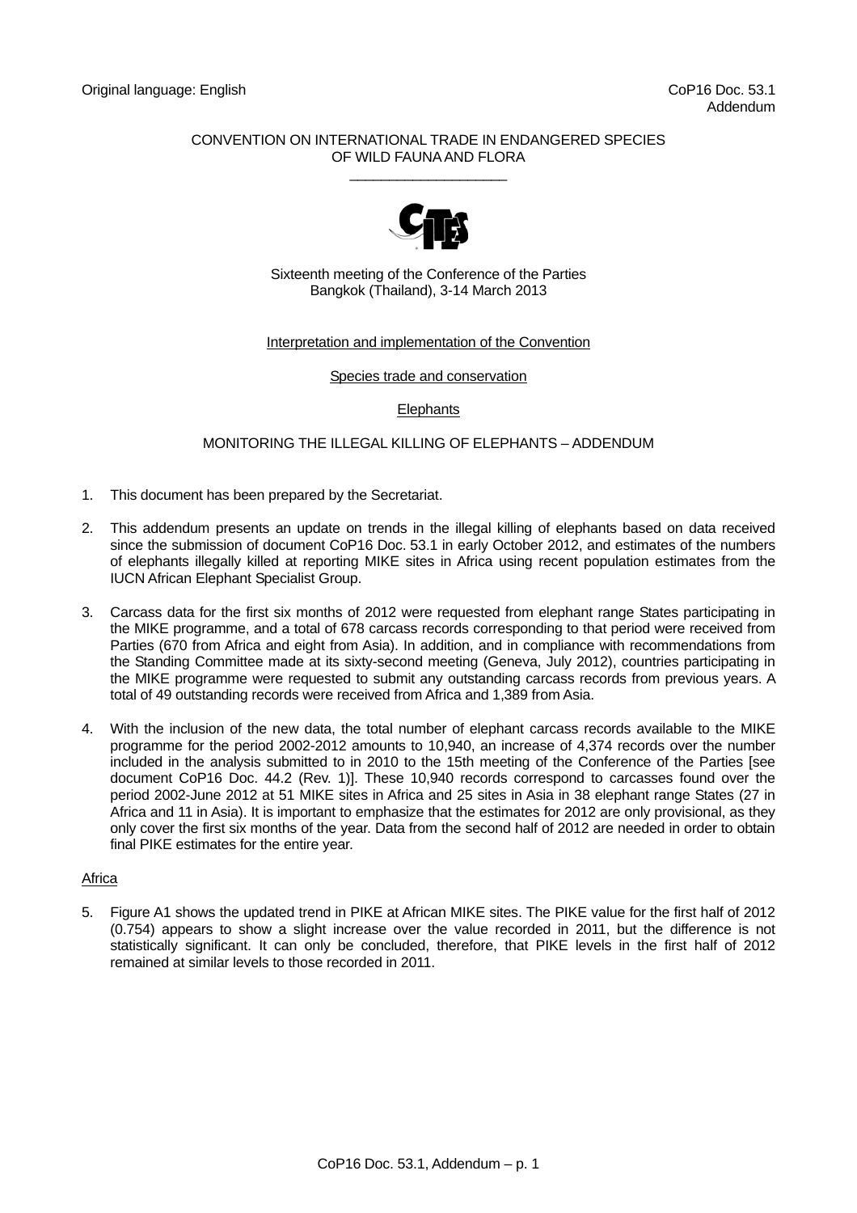Original language: English

CoP16 Doc. 53.1
Addendum

CONVENTION ON INTERNATIONAL TRADE IN ENDANGERED SPECIES OF WILD FAUNA AND FLORA

\_\_\_\_\_\_\_\_\_\_\_\_\_\_\_\_\_\_\_\_

Sixteenth meeting of the Conference of the Parties
Bangkok (Thailand), 3-14 March 2013

Interpretation and implementation of the Convention

Species trade and conservation

Elephants

MONITORING THE ILLEGAL KILLING OF ELEPHANTS – ADDENDUM

1. This document has been prepared by the Secretariat.

2. This addendum presents an update on trends in the illegal killing of elephants based on data received since the submission of document CoP16 Doc. 53.1 in early October 2012, and estimates of the numbers of elephants illegally killed at reporting MIKE sites in Africa using recent population estimates from the IUCN African Elephant Specialist Group.

3. Carcass data for the first six months of 2012 were requested from elephant range States participating in the MIKE programme, and a total of 678 carcass records corresponding to that period were received from Parties (670 from Africa and eight from Asia). In addition, and in compliance with recommendations from the Standing Committee made at its sixty-second meeting (Geneva, July 2012), countries participating in the MIKE programme were requested to submit any outstanding carcass records from previous years. A total of 49 outstanding records were received from Africa and 1,389 from Asia.

4. With the inclusion of the new data, the total number of elephant carcass records available to the MIKE programme for the period 2002-2012 amounts to 10,940, an increase of 4,374 records over the number included in the analysis submitted to in 2010 to the 15th meeting of the Conference of the Parties [see document CoP16 Doc. 44.2 (Rev. 1)]. These 10,940 records correspond to carcasses found over the period 2002-June 2012 at 51 MIKE sites in Africa and 25 sites in Asia in 38 elephant range States (27 in Africa and 11 in Asia). It is important to emphasize that the estimates for 2012 are only provisional, as they only cover the first six months of the year. Data from the second half of 2012 are needed in order to obtain final PIKE estimates for the entire year.

Africa

5. Figure A1 shows the updated trend in PIKE at African MIKE sites. The PIKE value for the first half of 2012 (0.754) appears to show a slight increase over the value recorded in 2011, but the difference is not statistically significant. It can only be concluded, therefore, that PIKE levels in the first half of 2012 remained at similar levels to those recorded in 2011.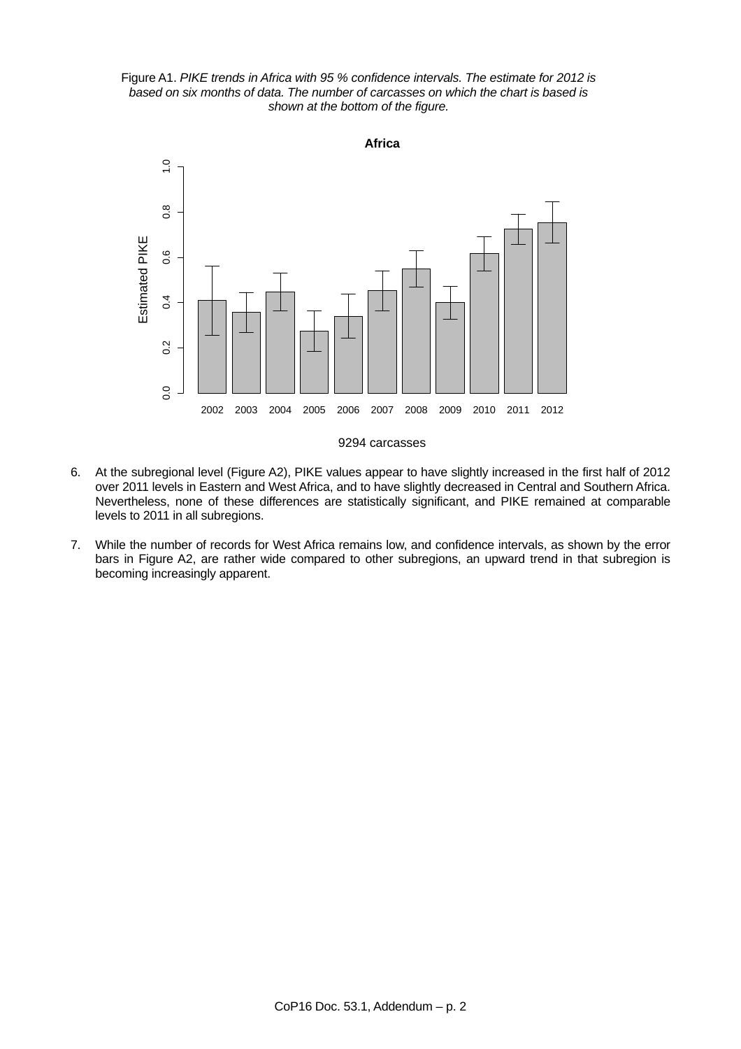Figure A1. *PIKE trends in Africa with 95 % confidence intervals. The estimate for 2012 is based on six months of data. The number of carcasses on which the chart is based is shown at the bottom of the figure.*

6. At the subregional level (Figure A2), PIKE values appear to have slightly increased in the first half of 2012 over 2011 levels in Eastern and West Africa, and to have slightly decreased in Central and Southern Africa. Nevertheless, none of these differences are statistically significant, and PIKE remained at comparable levels to 2011 in all subregions.

7. While the number of records for West Africa remains low, and confidence intervals, as shown by the error bars in Figure A2, are rather wide compared to other subregions, an upward trend in that subregion is becoming increasingly apparent.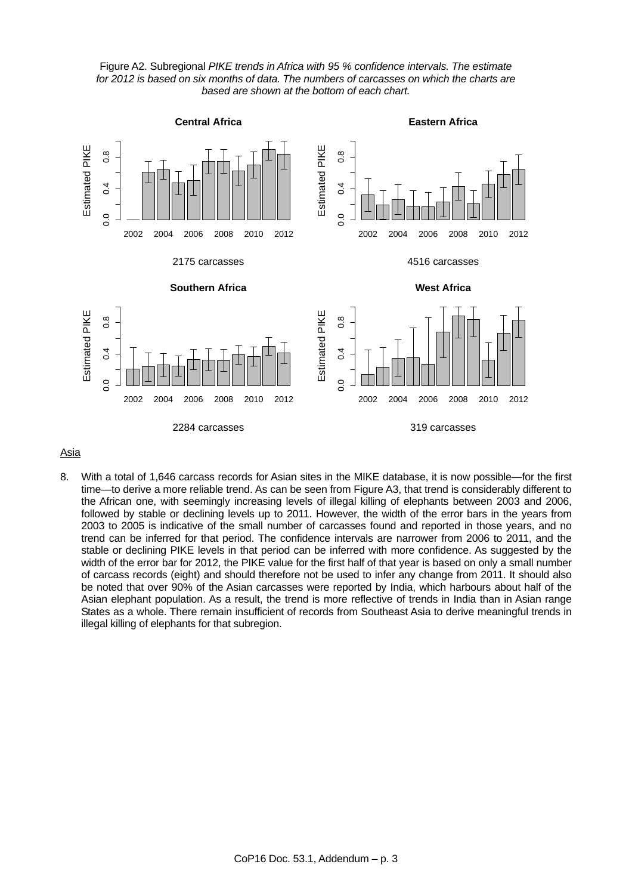Figure A2. Subregional *PIKE trends in Africa with 95 % confidence intervals. The estimate for 2012 is based on six months of data. The numbers of carcasses on which the charts are based are shown at the bottom of each chart.*

**Central Africa**

2175 carcasses

**Eastern Africa**

4516 carcasses

**Southern Africa**

2284 carcasses

**West Africa**

319 carcasses

Asia

8. With a total of 1,646 carcass records for Asian sites in the MIKE database, it is now possible—for the first time—to derive a more reliable trend. As can be seen from Figure A3, that trend is considerably different to the African one, with seemingly increasing levels of illegal killing of elephants between 2003 and 2006, followed by stable or declining levels up to 2011. However, the width of the error bars in the years from 2003 to 2005 is indicative of the small number of carcasses found and reported in those years, and no trend can be inferred for that period. The confidence intervals are narrower from 2006 to 2011, and the stable or declining PIKE levels in that period can be inferred with more confidence. As suggested by the width of the error bar for 2012, the PIKE value for the first half of that year is based on only a small number of carcass records (eight) and should therefore not be used to infer any change from 2011. It should also be noted that over 90% of the Asian carcasses were reported by India, which harbours about half of the Asian elephant population. As a result, the trend is more reflective of trends in India than in Asian range States as a whole. There remain insufficient of records from Southeast Asia to derive meaningful trends in illegal killing of elephants for that subregion.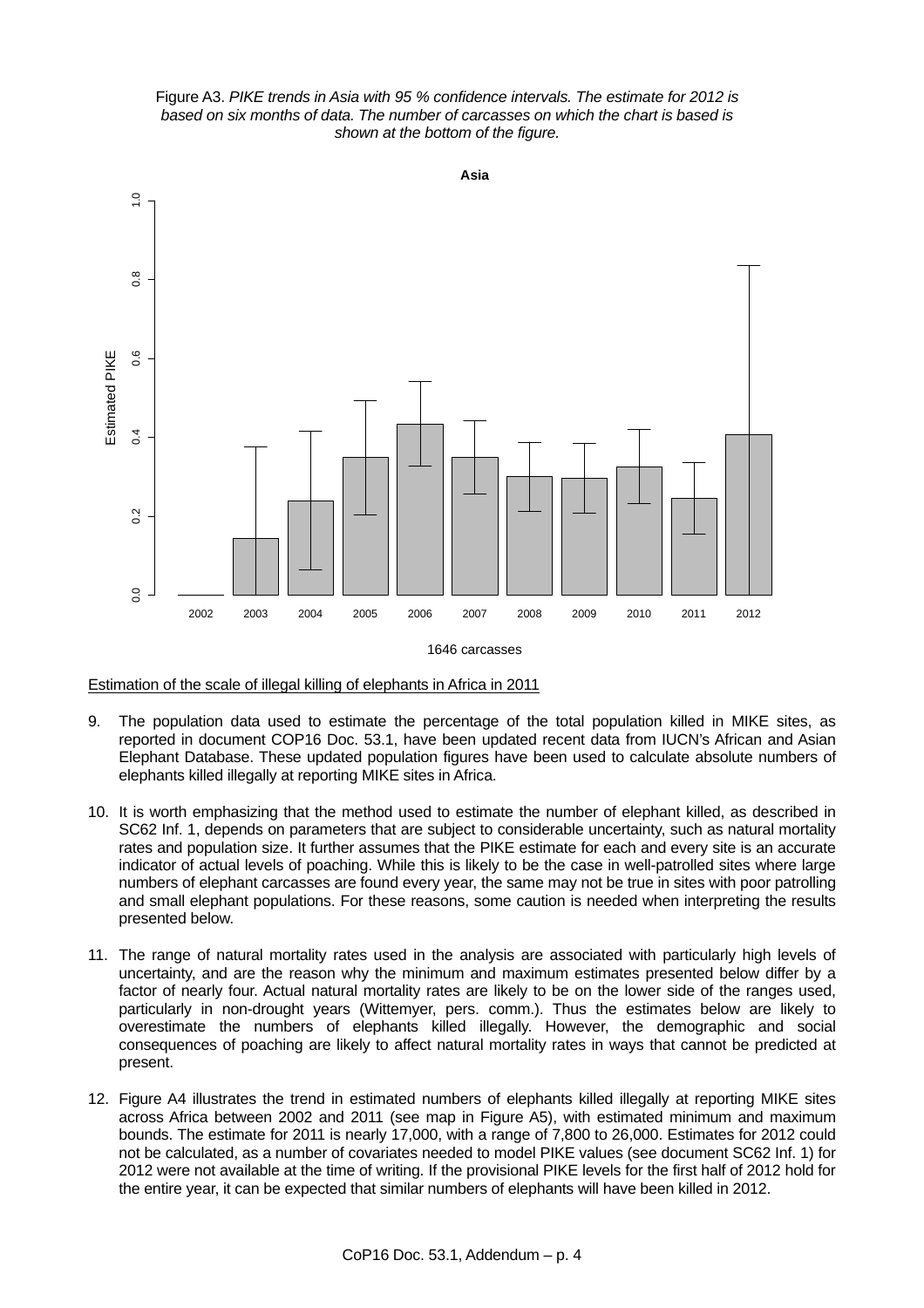Figure A3. *PIKE trends in Asia with 95 % confidence intervals. The estimate for 2012 is based on six months of data. The number of carcasses on which the chart is based is shown at the bottom of the figure.*

Asia

Estimated PIKE

2002 2003 2004 2005 2006 2007 2008 2009 2010 2011 2012

1646 carcasses

<u>Estimation of the scale of illegal killing of elephants in Africa in 2011</u>

9. The population data used to estimate the percentage of the total population killed in MIKE sites, as reported in document COP16 Doc. 53.1, have been updated recent data from IUCN's African and Asian Elephant Database. These updated population figures have been used to calculate absolute numbers of elephants killed illegally at reporting MIKE sites in Africa.

10. It is worth emphasizing that the method used to estimate the number of elephant killed, as described in SC62 Inf. 1, depends on parameters that are subject to considerable uncertainty, such as natural mortality rates and population size. It further assumes that the PIKE estimate for each and every site is an accurate indicator of actual levels of poaching. While this is likely to be the case in well-patrolled sites where large numbers of elephant carcasses are found every year, the same may not be true in sites with poor patrolling and small elephant populations. For these reasons, some caution is needed when interpreting the results presented below.

11. The range of natural mortality rates used in the analysis are associated with particularly high levels of uncertainty, and are the reason why the minimum and maximum estimates presented below differ by a factor of nearly four. Actual natural mortality rates are likely to be on the lower side of the ranges used, particularly in non-drought years (Wittemyer, pers. comm.). Thus the estimates below are likely to overestimate the numbers of elephants killed illegally. However, the demographic and social consequences of poaching are likely to affect natural mortality rates in ways that cannot be predicted at present.

12. Figure A4 illustrates the trend in estimated numbers of elephants killed illegally at reporting MIKE sites across Africa between 2002 and 2011 (see map in Figure A5), with estimated minimum and maximum bounds. The estimate for 2011 is nearly 17,000, with a range of 7,800 to 26,000. Estimates for 2012 could not be calculated, as a number of covariates needed to model PIKE values (see document SC62 Inf. 1) for 2012 were not available at the time of writing. If the provisional PIKE levels for the first half of 2012 hold for the entire year, it can be expected that similar numbers of elephants will have been killed in 2012.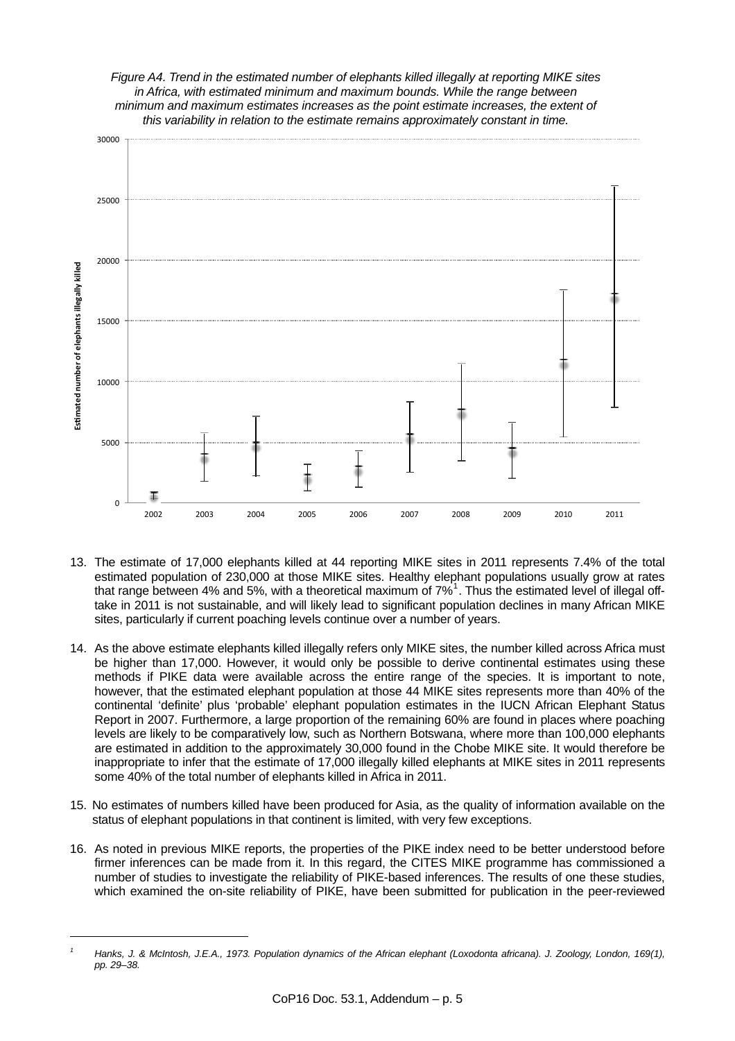*Figure A4. Trend in the estimated number of elephants killed illegally at reporting MIKE sites in Africa, with estimated minimum and maximum bounds. While the range between minimum and maximum estimates increases as the point estimate increases, the extent of this variability in relation to the estimate remains approximately constant in time.*

13. The estimate of 17,000 elephants killed at 44 reporting MIKE sites in 2011 represents 7.4% of the total estimated population of 230,000 at those MIKE sites. Healthy elephant populations usually grow at rates that range between 4% and 5%, with a theoretical maximum of 7%[1]. Thus the estimated level of illegal off-take in 2011 is not sustainable, and will likely lead to significant population declines in many African MIKE sites, particularly if current poaching levels continue over a number of years.

14. As the above estimate elephants killed illegally refers only MIKE sites, the number killed across Africa must be higher than 17,000. However, it would only be possible to derive continental estimates using these methods if PIKE data were available across the entire range of the species. It is important to note, however, that the estimated elephant population at those 44 MIKE sites represents more than 40% of the continental 'definite' plus 'probable' elephant population estimates in the IUCN African Elephant Status Report in 2007. Furthermore, a large proportion of the remaining 60% are found in places where poaching levels are likely to be comparatively low, such as Northern Botswana, where more than 100,000 elephants are estimated in addition to the approximately 30,000 found in the Chobe MIKE site. It would therefore be inappropriate to infer that the estimate of 17,000 illegally killed elephants at MIKE sites in 2011 represents some 40% of the total number of elephants killed in Africa in 2011.

15. No estimates of numbers killed have been produced for Asia, as the quality of information available on the status of elephant populations in that continent is limited, with very few exceptions.

16. As noted in previous MIKE reports, the properties of the PIKE index need to be better understood before firmer inferences can be made from it. In this regard, the CITES MIKE programme has commissioned a number of studies to investigate the reliability of PIKE-based inferences. The results of one these studies, which examined the on-site reliability of PIKE, have been submitted for publication in the peer-reviewed

---

[1] *Hanks, J. & McIntosh, J.E.A., 1973. Population dynamics of the African elephant (Loxodonta africana). J. Zoology, London, 169(1), pp. 29–38.*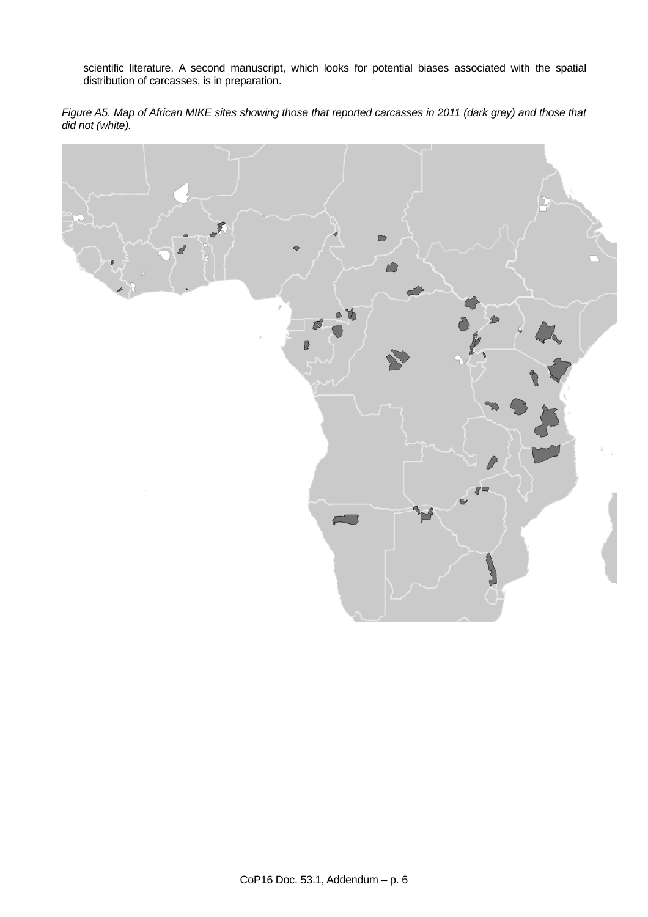scientific literature. A second manuscript, which looks for potential biases associated with the spatial distribution of carcasses, is in preparation.

*Figure A5. Map of African MIKE sites showing those that reported carcasses in 2011 (dark grey) and those that did not (white).*